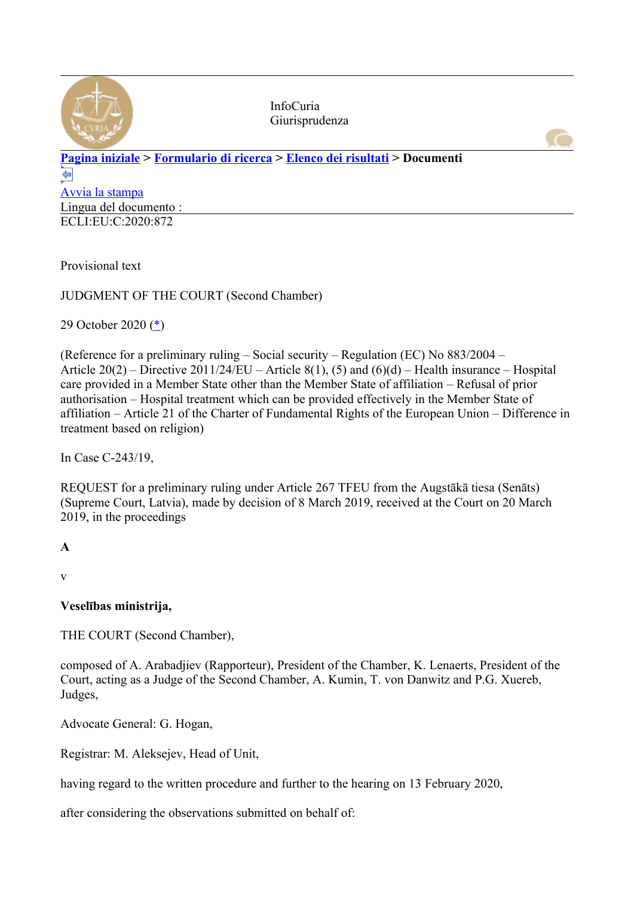InfoCuria
Giurisprudenza

**Pagina iniziale** > **Formulario di ricerca** > **Elenco dei risultati** > **Documenti**

Avvia la stampa

Lingua del documento :

ECLI:EU:C:2020:872

Provisional text

JUDGMENT OF THE COURT (Second Chamber)

29 October 2020 (*)

(Reference for a preliminary ruling – Social security – Regulation (EC) No 883/2004 – Article 20(2) – Directive 2011/24/EU – Article 8(1), (5) and (6)(d) – Health insurance – Hospital care provided in a Member State other than the Member State of affiliation – Refusal of prior authorisation – Hospital treatment which can be provided effectively in the Member State of affiliation – Article 21 of the Charter of Fundamental Rights of the European Union – Difference in treatment based on religion)

In Case C-243/19,

REQUEST for a preliminary ruling under Article 267 TFEU from the Augstākā tiesa (Senāts) (Supreme Court, Latvia), made by decision of 8 March 2019, received at the Court on 20 March 2019, in the proceedings

**A**

v

**Veselības ministrija,**

THE COURT (Second Chamber),

composed of A. Arabadjiev (Rapporteur), President of the Chamber, K. Lenaerts, President of the Court, acting as a Judge of the Second Chamber, A. Kumin, T. von Danwitz and P.G. Xuereb, Judges,

Advocate General: G. Hogan,

Registrar: M. Aleksejev, Head of Unit,

having regard to the written procedure and further to the hearing on 13 February 2020,

after considering the observations submitted on behalf of: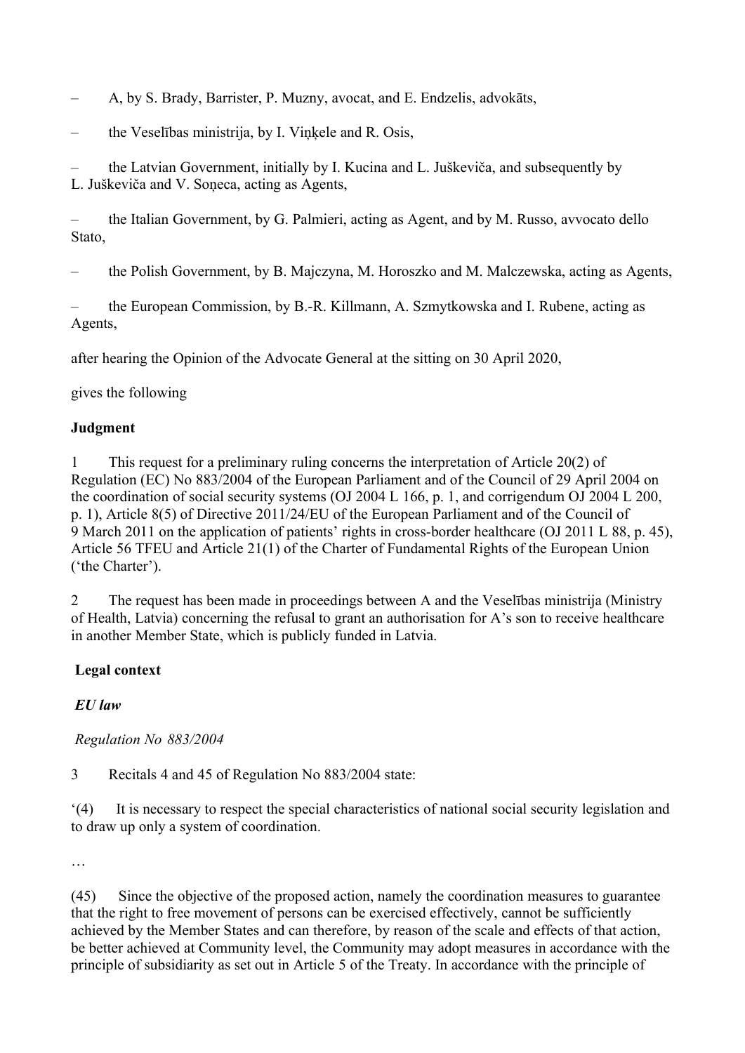– A, by S. Brady, Barrister, P. Muzny, avocat, and E. Endzelis, advokāts,

– the Veselības ministrija, by I. Viņķele and R. Osis,

– the Latvian Government, initially by I. Kucina and L. Juškeviča, and subsequently by L. Juškeviča and V. Soņeca, acting as Agents,

– the Italian Government, by G. Palmieri, acting as Agent, and by M. Russo, avvocato dello Stato,

– the Polish Government, by B. Majczyna, M. Horoszko and M. Malczewska, acting as Agents,

– the European Commission, by B.-R. Killmann, A. Szmytkowska and I. Rubene, acting as Agents,

after hearing the Opinion of the Advocate General at the sitting on 30 April 2020,

gives the following

**Judgment**

1 This request for a preliminary ruling concerns the interpretation of Article 20(2) of Regulation (EC) No 883/2004 of the European Parliament and of the Council of 29 April 2004 on the coordination of social security systems (OJ 2004 L 166, p. 1, and corrigendum OJ 2004 L 200, p. 1), Article 8(5) of Directive 2011/24/EU of the European Parliament and of the Council of 9 March 2011 on the application of patients' rights in cross-border healthcare (OJ 2011 L 88, p. 45), Article 56 TFEU and Article 21(1) of the Charter of Fundamental Rights of the European Union ('the Charter').

2 The request has been made in proceedings between A and the Veselības ministrija (Ministry of Health, Latvia) concerning the refusal to grant an authorisation for A's son to receive healthcare in another Member State, which is publicly funded in Latvia.

**Legal context**

***EU law***

*Regulation No 883/2004*

3 Recitals 4 and 45 of Regulation No 883/2004 state:

'(4) It is necessary to respect the special characteristics of national social security legislation and to draw up only a system of coordination.

…

(45) Since the objective of the proposed action, namely the coordination measures to guarantee that the right to free movement of persons can be exercised effectively, cannot be sufficiently achieved by the Member States and can therefore, by reason of the scale and effects of that action, be better achieved at Community level, the Community may adopt measures in accordance with the principle of subsidiarity as set out in Article 5 of the Treaty. In accordance with the principle of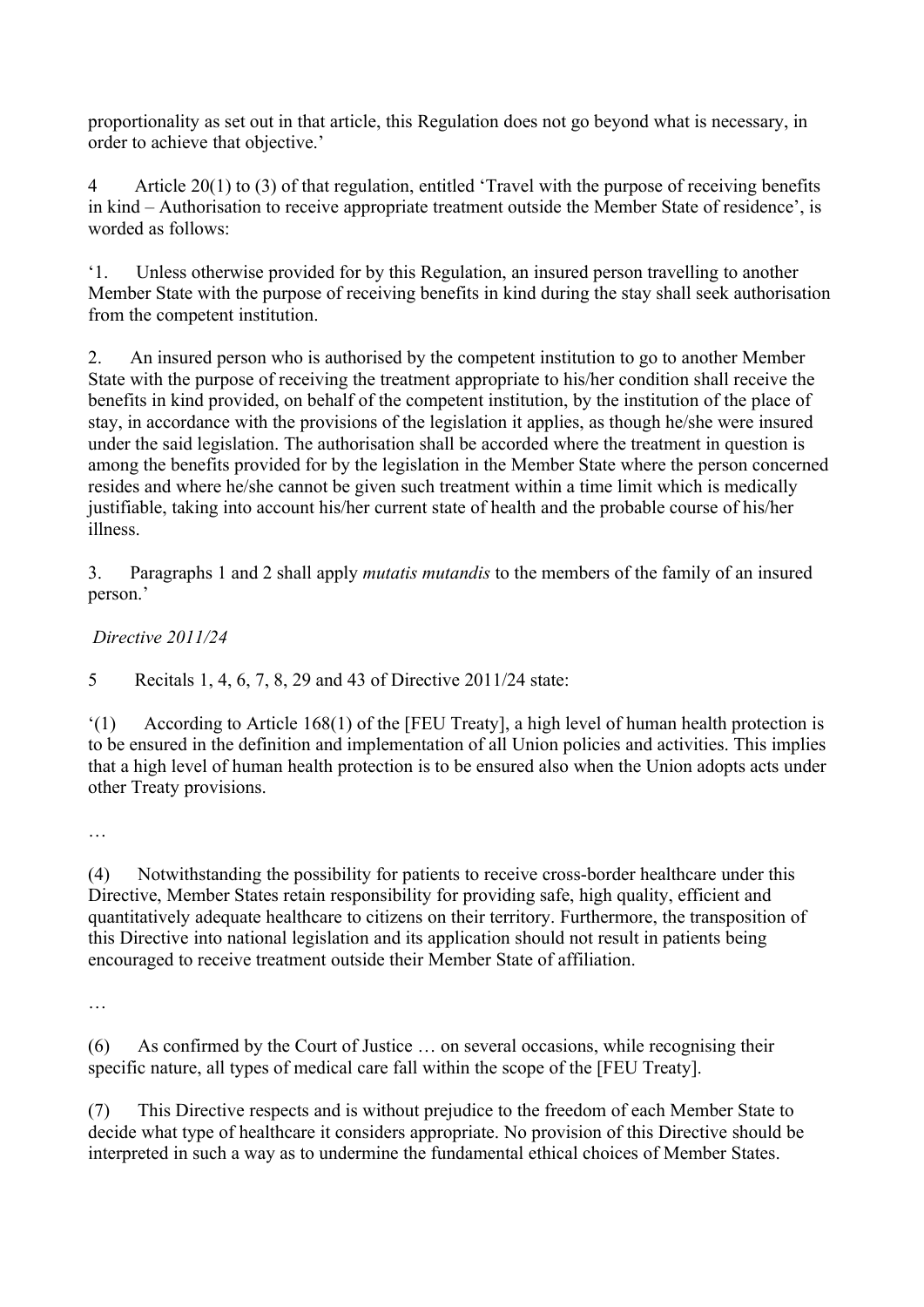proportionality as set out in that article, this Regulation does not go beyond what is necessary, in order to achieve that objective.'

4 Article 20(1) to (3) of that regulation, entitled 'Travel with the purpose of receiving benefits in kind – Authorisation to receive appropriate treatment outside the Member State of residence', is worded as follows:

'1. Unless otherwise provided for by this Regulation, an insured person travelling to another Member State with the purpose of receiving benefits in kind during the stay shall seek authorisation from the competent institution.

2. An insured person who is authorised by the competent institution to go to another Member State with the purpose of receiving the treatment appropriate to his/her condition shall receive the benefits in kind provided, on behalf of the competent institution, by the institution of the place of stay, in accordance with the provisions of the legislation it applies, as though he/she were insured under the said legislation. The authorisation shall be accorded where the treatment in question is among the benefits provided for by the legislation in the Member State where the person concerned resides and where he/she cannot be given such treatment within a time limit which is medically justifiable, taking into account his/her current state of health and the probable course of his/her illness.

3. Paragraphs 1 and 2 shall apply *mutatis mutandis* to the members of the family of an insured person.'

*Directive 2011/24*

5 Recitals 1, 4, 6, 7, 8, 29 and 43 of Directive 2011/24 state:

'(1) According to Article 168(1) of the [FEU Treaty], a high level of human health protection is to be ensured in the definition and implementation of all Union policies and activities. This implies that a high level of human health protection is to be ensured also when the Union adopts acts under other Treaty provisions.

…

(4) Notwithstanding the possibility for patients to receive cross-border healthcare under this Directive, Member States retain responsibility for providing safe, high quality, efficient and quantitatively adequate healthcare to citizens on their territory. Furthermore, the transposition of this Directive into national legislation and its application should not result in patients being encouraged to receive treatment outside their Member State of affiliation.

…

(6) As confirmed by the Court of Justice … on several occasions, while recognising their specific nature, all types of medical care fall within the scope of the [FEU Treaty].

(7) This Directive respects and is without prejudice to the freedom of each Member State to decide what type of healthcare it considers appropriate. No provision of this Directive should be interpreted in such a way as to undermine the fundamental ethical choices of Member States.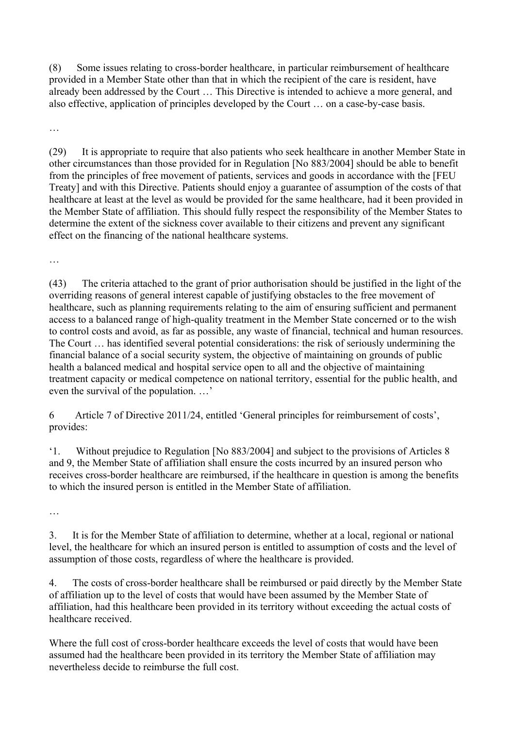(8) Some issues relating to cross-border healthcare, in particular reimbursement of healthcare provided in a Member State other than that in which the recipient of the care is resident, have already been addressed by the Court … This Directive is intended to achieve a more general, and also effective, application of principles developed by the Court … on a case-by-case basis.

…

(29) It is appropriate to require that also patients who seek healthcare in another Member State in other circumstances than those provided for in Regulation [No 883/2004] should be able to benefit from the principles of free movement of patients, services and goods in accordance with the [FEU Treaty] and with this Directive. Patients should enjoy a guarantee of assumption of the costs of that healthcare at least at the level as would be provided for the same healthcare, had it been provided in the Member State of affiliation. This should fully respect the responsibility of the Member States to determine the extent of the sickness cover available to their citizens and prevent any significant effect on the financing of the national healthcare systems.

…

(43) The criteria attached to the grant of prior authorisation should be justified in the light of the overriding reasons of general interest capable of justifying obstacles to the free movement of healthcare, such as planning requirements relating to the aim of ensuring sufficient and permanent access to a balanced range of high-quality treatment in the Member State concerned or to the wish to control costs and avoid, as far as possible, any waste of financial, technical and human resources. The Court … has identified several potential considerations: the risk of seriously undermining the financial balance of a social security system, the objective of maintaining on grounds of public health a balanced medical and hospital service open to all and the objective of maintaining treatment capacity or medical competence on national territory, essential for the public health, and even the survival of the population. …'

6 Article 7 of Directive 2011/24, entitled 'General principles for reimbursement of costs', provides:

'1. Without prejudice to Regulation [No 883/2004] and subject to the provisions of Articles 8 and 9, the Member State of affiliation shall ensure the costs incurred by an insured person who receives cross-border healthcare are reimbursed, if the healthcare in question is among the benefits to which the insured person is entitled in the Member State of affiliation.

…

3. It is for the Member State of affiliation to determine, whether at a local, regional or national level, the healthcare for which an insured person is entitled to assumption of costs and the level of assumption of those costs, regardless of where the healthcare is provided.

4. The costs of cross-border healthcare shall be reimbursed or paid directly by the Member State of affiliation up to the level of costs that would have been assumed by the Member State of affiliation, had this healthcare been provided in its territory without exceeding the actual costs of healthcare received.

Where the full cost of cross-border healthcare exceeds the level of costs that would have been assumed had the healthcare been provided in its territory the Member State of affiliation may nevertheless decide to reimburse the full cost.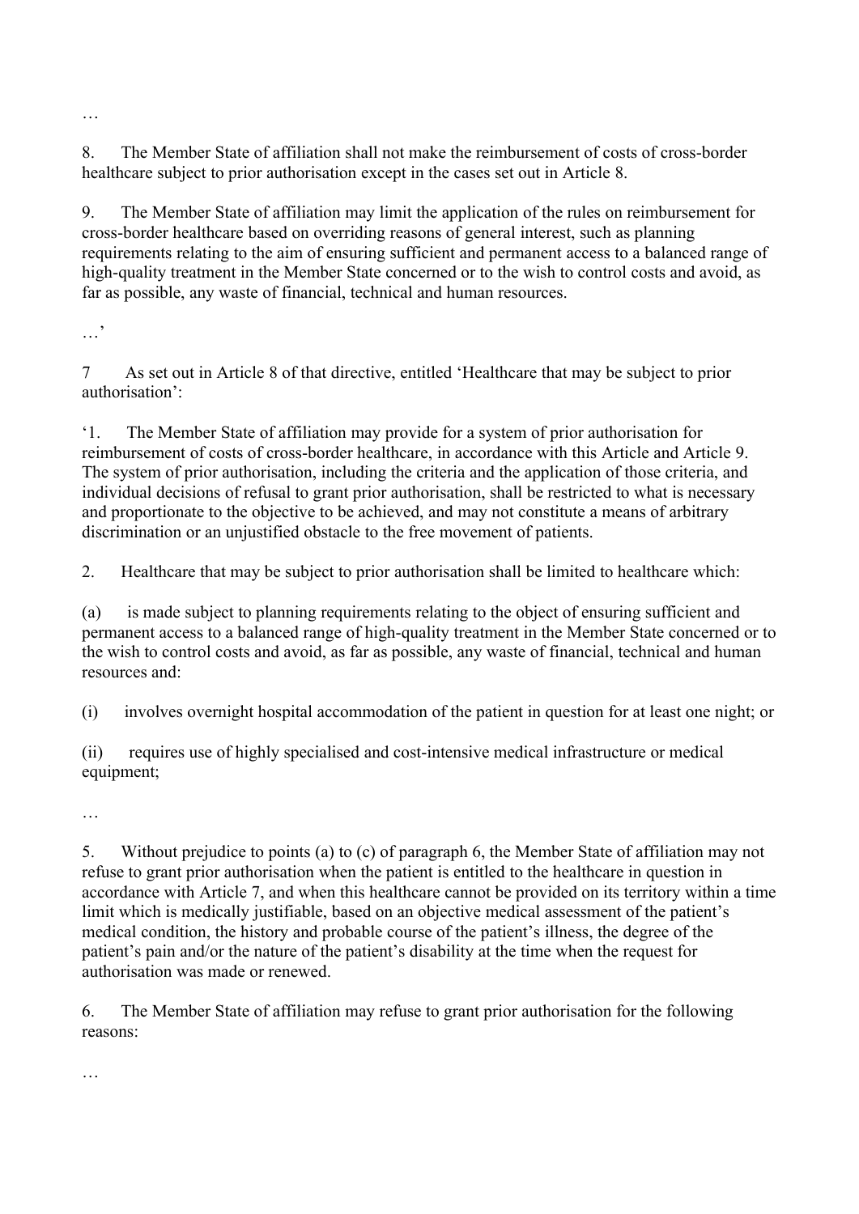…

8. The Member State of affiliation shall not make the reimbursement of costs of cross-border healthcare subject to prior authorisation except in the cases set out in Article 8.

9. The Member State of affiliation may limit the application of the rules on reimbursement for cross-border healthcare based on overriding reasons of general interest, such as planning requirements relating to the aim of ensuring sufficient and permanent access to a balanced range of high-quality treatment in the Member State concerned or to the wish to control costs and avoid, as far as possible, any waste of financial, technical and human resources.

…'

7 As set out in Article 8 of that directive, entitled 'Healthcare that may be subject to prior authorisation':

'1. The Member State of affiliation may provide for a system of prior authorisation for reimbursement of costs of cross-border healthcare, in accordance with this Article and Article 9. The system of prior authorisation, including the criteria and the application of those criteria, and individual decisions of refusal to grant prior authorisation, shall be restricted to what is necessary and proportionate to the objective to be achieved, and may not constitute a means of arbitrary discrimination or an unjustified obstacle to the free movement of patients.

2. Healthcare that may be subject to prior authorisation shall be limited to healthcare which:

(a) is made subject to planning requirements relating to the object of ensuring sufficient and permanent access to a balanced range of high-quality treatment in the Member State concerned or to the wish to control costs and avoid, as far as possible, any waste of financial, technical and human resources and:

(i) involves overnight hospital accommodation of the patient in question for at least one night; or

(ii) requires use of highly specialised and cost-intensive medical infrastructure or medical equipment;

…

5. Without prejudice to points (a) to (c) of paragraph 6, the Member State of affiliation may not refuse to grant prior authorisation when the patient is entitled to the healthcare in question in accordance with Article 7, and when this healthcare cannot be provided on its territory within a time limit which is medically justifiable, based on an objective medical assessment of the patient's medical condition, the history and probable course of the patient's illness, the degree of the patient's pain and/or the nature of the patient's disability at the time when the request for authorisation was made or renewed.

6. The Member State of affiliation may refuse to grant prior authorisation for the following reasons:

…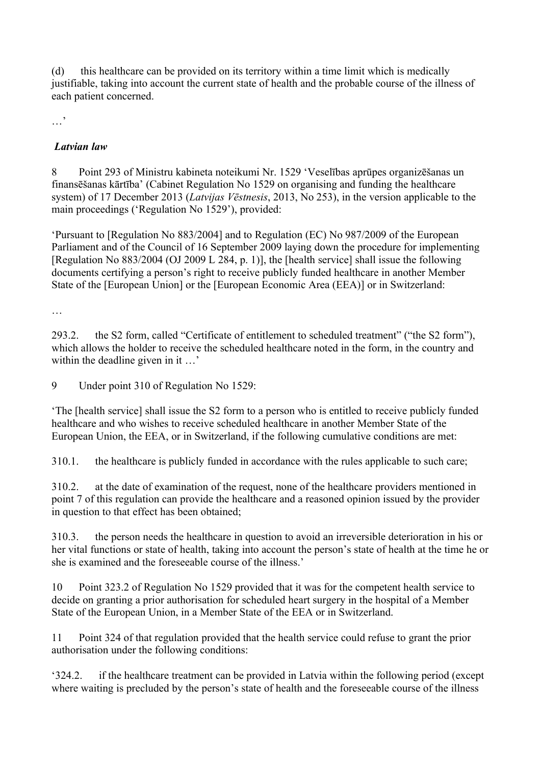(d) this healthcare can be provided on its territory within a time limit which is medically justifiable, taking into account the current state of health and the probable course of the illness of each patient concerned.

…'

*Latvian law*

8 Point 293 of Ministru kabineta noteikumi Nr. 1529 'Veselības aprūpes organizēšanas un finansēšanas kārtība' (Cabinet Regulation No 1529 on organising and funding the healthcare system) of 17 December 2013 (*Latvijas Vēstnesis*, 2013, No 253), in the version applicable to the main proceedings ('Regulation No 1529'), provided:

'Pursuant to [Regulation No 883/2004] and to Regulation (EC) No 987/2009 of the European Parliament and of the Council of 16 September 2009 laying down the procedure for implementing [Regulation No 883/2004 (OJ 2009 L 284, p. 1)], the [health service] shall issue the following documents certifying a person's right to receive publicly funded healthcare in another Member State of the [European Union] or the [European Economic Area (EEA)] or in Switzerland:

…

293.2. the S2 form, called "Certificate of entitlement to scheduled treatment" ("the S2 form"), which allows the holder to receive the scheduled healthcare noted in the form, in the country and within the deadline given in it …'

9 Under point 310 of Regulation No 1529:

'The [health service] shall issue the S2 form to a person who is entitled to receive publicly funded healthcare and who wishes to receive scheduled healthcare in another Member State of the European Union, the EEA, or in Switzerland, if the following cumulative conditions are met:

310.1. the healthcare is publicly funded in accordance with the rules applicable to such care;

310.2. at the date of examination of the request, none of the healthcare providers mentioned in point 7 of this regulation can provide the healthcare and a reasoned opinion issued by the provider in question to that effect has been obtained;

310.3. the person needs the healthcare in question to avoid an irreversible deterioration in his or her vital functions or state of health, taking into account the person's state of health at the time he or she is examined and the foreseeable course of the illness.'

10 Point 323.2 of Regulation No 1529 provided that it was for the competent health service to decide on granting a prior authorisation for scheduled heart surgery in the hospital of a Member State of the European Union, in a Member State of the EEA or in Switzerland.

11 Point 324 of that regulation provided that the health service could refuse to grant the prior authorisation under the following conditions:

'324.2. if the healthcare treatment can be provided in Latvia within the following period (except where waiting is precluded by the person's state of health and the foreseeable course of the illness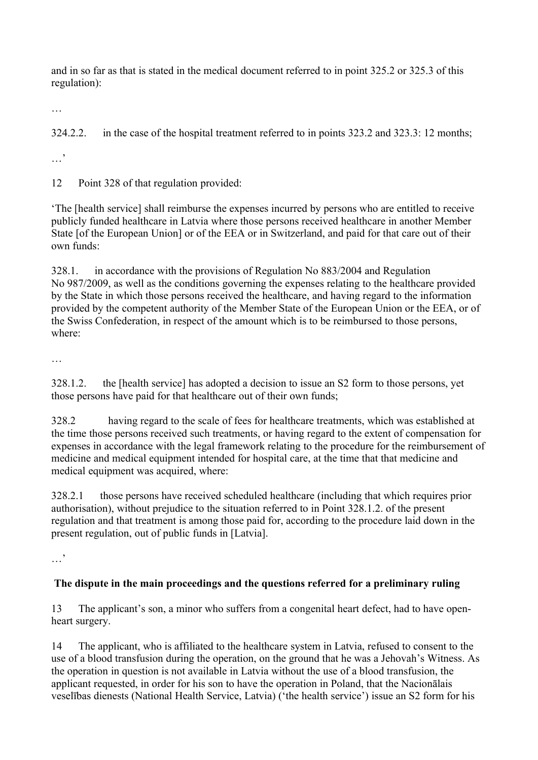and in so far as that is stated in the medical document referred to in point 325.2 or 325.3 of this regulation):

…

324.2.2. in the case of the hospital treatment referred to in points 323.2 and 323.3: 12 months;

…'

12 Point 328 of that regulation provided:

'The [health service] shall reimburse the expenses incurred by persons who are entitled to receive publicly funded healthcare in Latvia where those persons received healthcare in another Member State [of the European Union] or of the EEA or in Switzerland, and paid for that care out of their own funds:

328.1. in accordance with the provisions of Regulation No 883/2004 and Regulation No 987/2009, as well as the conditions governing the expenses relating to the healthcare provided by the State in which those persons received the healthcare, and having regard to the information provided by the competent authority of the Member State of the European Union or the EEA, or of the Swiss Confederation, in respect of the amount which is to be reimbursed to those persons, where:

…

328.1.2. the [health service] has adopted a decision to issue an S2 form to those persons, yet those persons have paid for that healthcare out of their own funds;

328.2 having regard to the scale of fees for healthcare treatments, which was established at the time those persons received such treatments, or having regard to the extent of compensation for expenses in accordance with the legal framework relating to the procedure for the reimbursement of medicine and medical equipment intended for hospital care, at the time that that medicine and medical equipment was acquired, where:

328.2.1 those persons have received scheduled healthcare (including that which requires prior authorisation), without prejudice to the situation referred to in Point 328.1.2. of the present regulation and that treatment is among those paid for, according to the procedure laid down in the present regulation, out of public funds in [Latvia].

…'

## The dispute in the main proceedings and the questions referred for a preliminary ruling

13 The applicant's son, a minor who suffers from a congenital heart defect, had to have open-heart surgery.

14 The applicant, who is affiliated to the healthcare system in Latvia, refused to consent to the use of a blood transfusion during the operation, on the ground that he was a Jehovah's Witness. As the operation in question is not available in Latvia without the use of a blood transfusion, the applicant requested, in order for his son to have the operation in Poland, that the Nacionālais veselības dienests (National Health Service, Latvia) ('the health service') issue an S2 form for his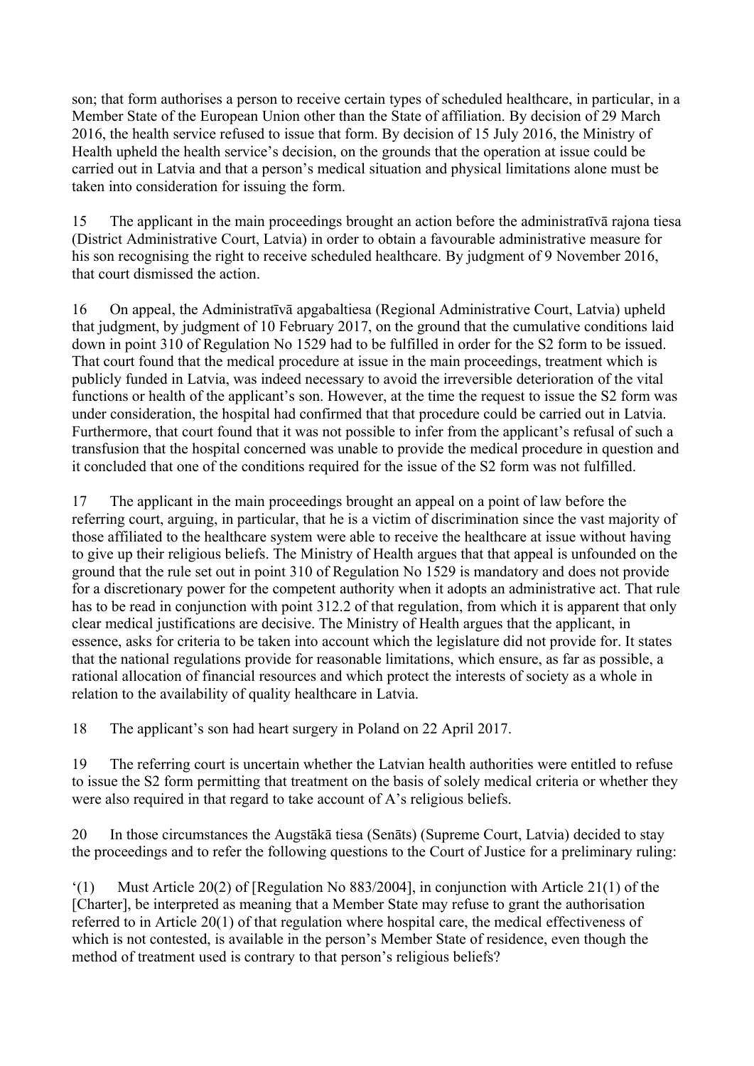son; that form authorises a person to receive certain types of scheduled healthcare, in particular, in a Member State of the European Union other than the State of affiliation. By decision of 29 March 2016, the health service refused to issue that form. By decision of 15 July 2016, the Ministry of Health upheld the health service's decision, on the grounds that the operation at issue could be carried out in Latvia and that a person's medical situation and physical limitations alone must be taken into consideration for issuing the form.

15 The applicant in the main proceedings brought an action before the administratīvā rajona tiesa (District Administrative Court, Latvia) in order to obtain a favourable administrative measure for his son recognising the right to receive scheduled healthcare. By judgment of 9 November 2016, that court dismissed the action.

16 On appeal, the Administratīvā apgabaltiesa (Regional Administrative Court, Latvia) upheld that judgment, by judgment of 10 February 2017, on the ground that the cumulative conditions laid down in point 310 of Regulation No 1529 had to be fulfilled in order for the S2 form to be issued. That court found that the medical procedure at issue in the main proceedings, treatment which is publicly funded in Latvia, was indeed necessary to avoid the irreversible deterioration of the vital functions or health of the applicant's son. However, at the time the request to issue the S2 form was under consideration, the hospital had confirmed that that procedure could be carried out in Latvia. Furthermore, that court found that it was not possible to infer from the applicant's refusal of such a transfusion that the hospital concerned was unable to provide the medical procedure in question and it concluded that one of the conditions required for the issue of the S2 form was not fulfilled.

17 The applicant in the main proceedings brought an appeal on a point of law before the referring court, arguing, in particular, that he is a victim of discrimination since the vast majority of those affiliated to the healthcare system were able to receive the healthcare at issue without having to give up their religious beliefs. The Ministry of Health argues that that appeal is unfounded on the ground that the rule set out in point 310 of Regulation No 1529 is mandatory and does not provide for a discretionary power for the competent authority when it adopts an administrative act. That rule has to be read in conjunction with point 312.2 of that regulation, from which it is apparent that only clear medical justifications are decisive. The Ministry of Health argues that the applicant, in essence, asks for criteria to be taken into account which the legislature did not provide for. It states that the national regulations provide for reasonable limitations, which ensure, as far as possible, a rational allocation of financial resources and which protect the interests of society as a whole in relation to the availability of quality healthcare in Latvia.

18 The applicant's son had heart surgery in Poland on 22 April 2017.

19 The referring court is uncertain whether the Latvian health authorities were entitled to refuse to issue the S2 form permitting that treatment on the basis of solely medical criteria or whether they were also required in that regard to take account of A's religious beliefs.

20 In those circumstances the Augstākā tiesa (Senāts) (Supreme Court, Latvia) decided to stay the proceedings and to refer the following questions to the Court of Justice for a preliminary ruling:

'(1) Must Article 20(2) of [Regulation No 883/2004], in conjunction with Article 21(1) of the [Charter], be interpreted as meaning that a Member State may refuse to grant the authorisation referred to in Article 20(1) of that regulation where hospital care, the medical effectiveness of which is not contested, is available in the person's Member State of residence, even though the method of treatment used is contrary to that person's religious beliefs?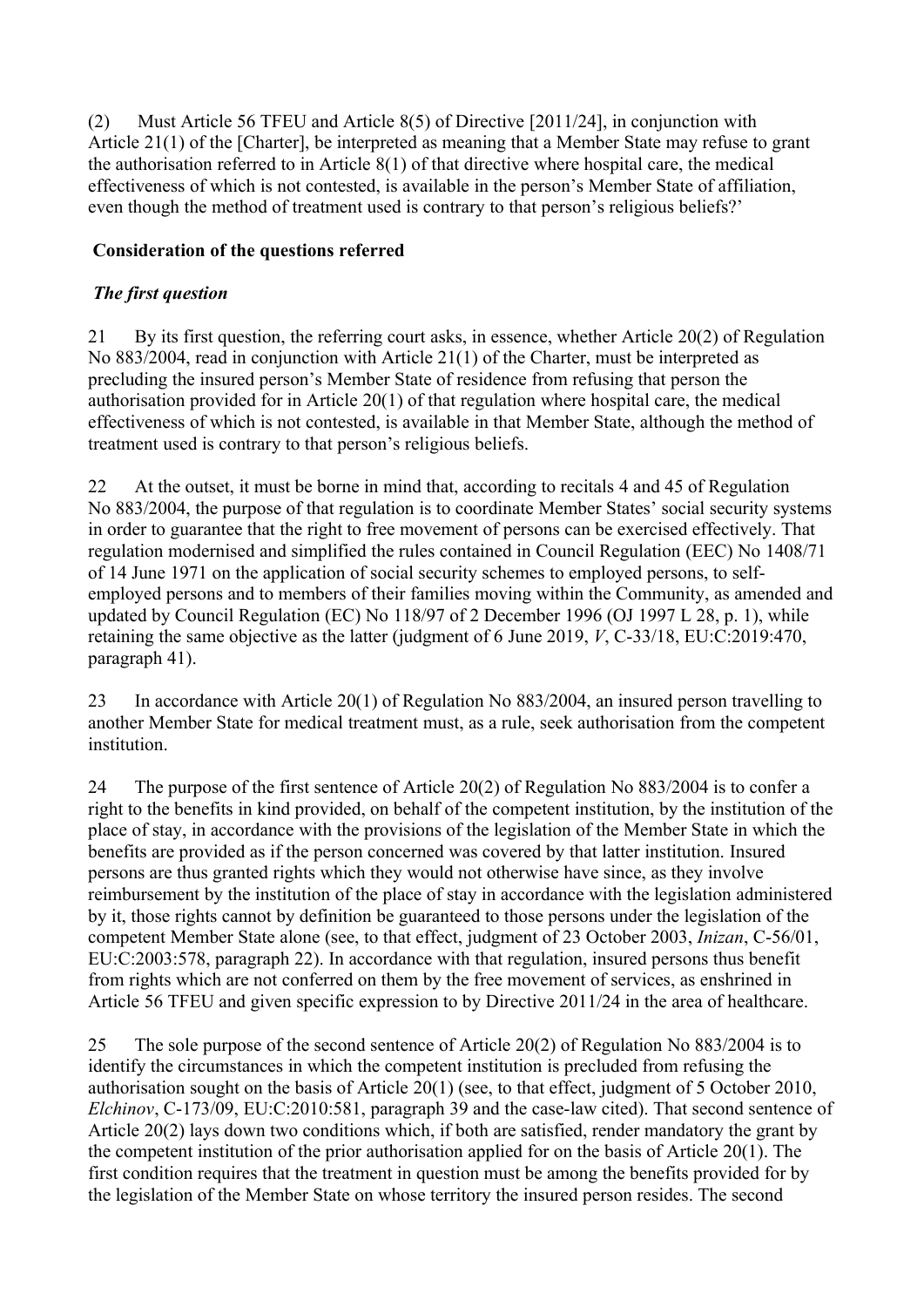(2) Must Article 56 TFEU and Article 8(5) of Directive [2011/24], in conjunction with Article 21(1) of the [Charter], be interpreted as meaning that a Member State may refuse to grant the authorisation referred to in Article 8(1) of that directive where hospital care, the medical effectiveness of which is not contested, is available in the person's Member State of affiliation, even though the method of treatment used is contrary to that person's religious beliefs?'

## Consideration of the questions referred

### *The first question*

21 By its first question, the referring court asks, in essence, whether Article 20(2) of Regulation No 883/2004, read in conjunction with Article 21(1) of the Charter, must be interpreted as precluding the insured person's Member State of residence from refusing that person the authorisation provided for in Article 20(1) of that regulation where hospital care, the medical effectiveness of which is not contested, is available in that Member State, although the method of treatment used is contrary to that person's religious beliefs.

22 At the outset, it must be borne in mind that, according to recitals 4 and 45 of Regulation No 883/2004, the purpose of that regulation is to coordinate Member States' social security systems in order to guarantee that the right to free movement of persons can be exercised effectively. That regulation modernised and simplified the rules contained in Council Regulation (EEC) No 1408/71 of 14 June 1971 on the application of social security schemes to employed persons, to self-employed persons and to members of their families moving within the Community, as amended and updated by Council Regulation (EC) No 118/97 of 2 December 1996 (OJ 1997 L 28, p. 1), while retaining the same objective as the latter (judgment of 6 June 2019, *V*, C-33/18, EU:C:2019:470, paragraph 41).

23 In accordance with Article 20(1) of Regulation No 883/2004, an insured person travelling to another Member State for medical treatment must, as a rule, seek authorisation from the competent institution.

24 The purpose of the first sentence of Article 20(2) of Regulation No 883/2004 is to confer a right to the benefits in kind provided, on behalf of the competent institution, by the institution of the place of stay, in accordance with the provisions of the legislation of the Member State in which the benefits are provided as if the person concerned was covered by that latter institution. Insured persons are thus granted rights which they would not otherwise have since, as they involve reimbursement by the institution of the place of stay in accordance with the legislation administered by it, those rights cannot by definition be guaranteed to those persons under the legislation of the competent Member State alone (see, to that effect, judgment of 23 October 2003, *Inizan*, C-56/01, EU:C:2003:578, paragraph 22). In accordance with that regulation, insured persons thus benefit from rights which are not conferred on them by the free movement of services, as enshrined in Article 56 TFEU and given specific expression to by Directive 2011/24 in the area of healthcare.

25 The sole purpose of the second sentence of Article 20(2) of Regulation No 883/2004 is to identify the circumstances in which the competent institution is precluded from refusing the authorisation sought on the basis of Article 20(1) (see, to that effect, judgment of 5 October 2010, *Elchinov*, C-173/09, EU:C:2010:581, paragraph 39 and the case-law cited). That second sentence of Article 20(2) lays down two conditions which, if both are satisfied, render mandatory the grant by the competent institution of the prior authorisation applied for on the basis of Article 20(1). The first condition requires that the treatment in question must be among the benefits provided for by the legislation of the Member State on whose territory the insured person resides. The second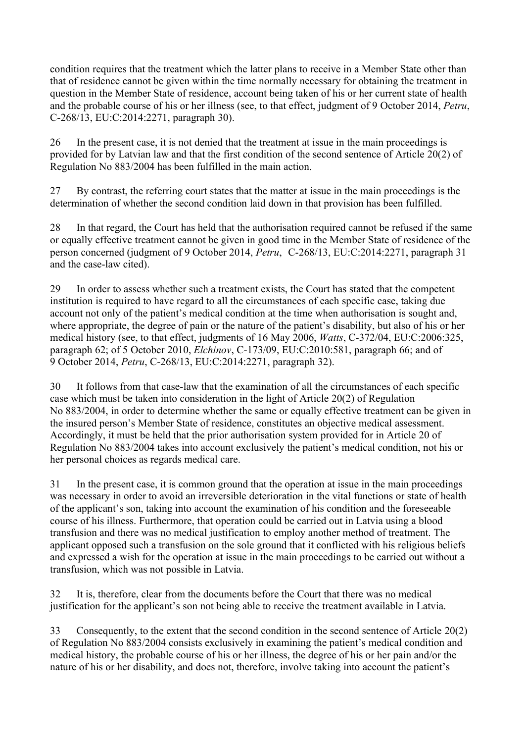condition requires that the treatment which the latter plans to receive in a Member State other than that of residence cannot be given within the time normally necessary for obtaining the treatment in question in the Member State of residence, account being taken of his or her current state of health and the probable course of his or her illness (see, to that effect, judgment of 9 October 2014, *Petru*, C-268/13, EU:C:2014:2271, paragraph 30).

26 In the present case, it is not denied that the treatment at issue in the main proceedings is provided for by Latvian law and that the first condition of the second sentence of Article 20(2) of Regulation No 883/2004 has been fulfilled in the main action.

27 By contrast, the referring court states that the matter at issue in the main proceedings is the determination of whether the second condition laid down in that provision has been fulfilled.

28 In that regard, the Court has held that the authorisation required cannot be refused if the same or equally effective treatment cannot be given in good time in the Member State of residence of the person concerned (judgment of 9 October 2014, *Petru*, C-268/13, EU:C:2014:2271, paragraph 31 and the case-law cited).

29 In order to assess whether such a treatment exists, the Court has stated that the competent institution is required to have regard to all the circumstances of each specific case, taking due account not only of the patient's medical condition at the time when authorisation is sought and, where appropriate, the degree of pain or the nature of the patient's disability, but also of his or her medical history (see, to that effect, judgments of 16 May 2006, *Watts*, C-372/04, EU:C:2006:325, paragraph 62; of 5 October 2010, *Elchinov*, C-173/09, EU:C:2010:581, paragraph 66; and of 9 October 2014, *Petru*, C-268/13, EU:C:2014:2271, paragraph 32).

30 It follows from that case-law that the examination of all the circumstances of each specific case which must be taken into consideration in the light of Article 20(2) of Regulation No 883/2004, in order to determine whether the same or equally effective treatment can be given in the insured person's Member State of residence, constitutes an objective medical assessment. Accordingly, it must be held that the prior authorisation system provided for in Article 20 of Regulation No 883/2004 takes into account exclusively the patient's medical condition, not his or her personal choices as regards medical care.

31 In the present case, it is common ground that the operation at issue in the main proceedings was necessary in order to avoid an irreversible deterioration in the vital functions or state of health of the applicant's son, taking into account the examination of his condition and the foreseeable course of his illness. Furthermore, that operation could be carried out in Latvia using a blood transfusion and there was no medical justification to employ another method of treatment. The applicant opposed such a transfusion on the sole ground that it conflicted with his religious beliefs and expressed a wish for the operation at issue in the main proceedings to be carried out without a transfusion, which was not possible in Latvia.

32 It is, therefore, clear from the documents before the Court that there was no medical justification for the applicant's son not being able to receive the treatment available in Latvia.

33 Consequently, to the extent that the second condition in the second sentence of Article 20(2) of Regulation No 883/2004 consists exclusively in examining the patient's medical condition and medical history, the probable course of his or her illness, the degree of his or her pain and/or the nature of his or her disability, and does not, therefore, involve taking into account the patient's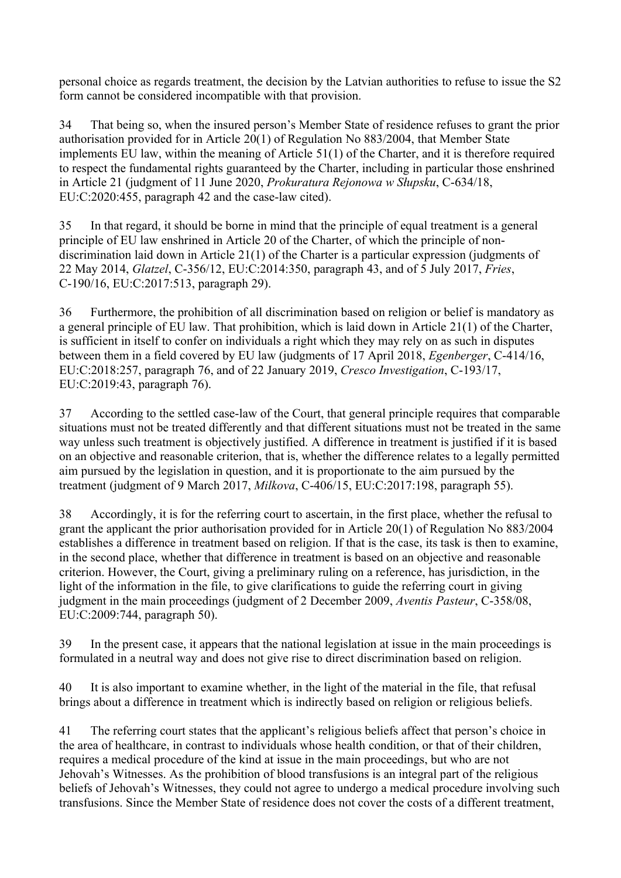personal choice as regards treatment, the decision by the Latvian authorities to refuse to issue the S2 form cannot be considered incompatible with that provision.

34 That being so, when the insured person's Member State of residence refuses to grant the prior authorisation provided for in Article 20(1) of Regulation No 883/2004, that Member State implements EU law, within the meaning of Article 51(1) of the Charter, and it is therefore required to respect the fundamental rights guaranteed by the Charter, including in particular those enshrined in Article 21 (judgment of 11 June 2020, *Prokuratura Rejonowa w Słupsku*, C-634/18, EU:C:2020:455, paragraph 42 and the case-law cited).

35 In that regard, it should be borne in mind that the principle of equal treatment is a general principle of EU law enshrined in Article 20 of the Charter, of which the principle of non-discrimination laid down in Article 21(1) of the Charter is a particular expression (judgments of 22 May 2014, *Glatzel*, C-356/12, EU:C:2014:350, paragraph 43, and of 5 July 2017, *Fries*, C-190/16, EU:C:2017:513, paragraph 29).

36 Furthermore, the prohibition of all discrimination based on religion or belief is mandatory as a general principle of EU law. That prohibition, which is laid down in Article 21(1) of the Charter, is sufficient in itself to confer on individuals a right which they may rely on as such in disputes between them in a field covered by EU law (judgments of 17 April 2018, *Egenberger*, C-414/16, EU:C:2018:257, paragraph 76, and of 22 January 2019, *Cresco Investigation*, C-193/17, EU:C:2019:43, paragraph 76).

37 According to the settled case-law of the Court, that general principle requires that comparable situations must not be treated differently and that different situations must not be treated in the same way unless such treatment is objectively justified. A difference in treatment is justified if it is based on an objective and reasonable criterion, that is, whether the difference relates to a legally permitted aim pursued by the legislation in question, and it is proportionate to the aim pursued by the treatment (judgment of 9 March 2017, *Milkova*, C-406/15, EU:C:2017:198, paragraph 55).

38 Accordingly, it is for the referring court to ascertain, in the first place, whether the refusal to grant the applicant the prior authorisation provided for in Article 20(1) of Regulation No 883/2004 establishes a difference in treatment based on religion. If that is the case, its task is then to examine, in the second place, whether that difference in treatment is based on an objective and reasonable criterion. However, the Court, giving a preliminary ruling on a reference, has jurisdiction, in the light of the information in the file, to give clarifications to guide the referring court in giving judgment in the main proceedings (judgment of 2 December 2009, *Aventis Pasteur*, C-358/08, EU:C:2009:744, paragraph 50).

39 In the present case, it appears that the national legislation at issue in the main proceedings is formulated in a neutral way and does not give rise to direct discrimination based on religion.

40 It is also important to examine whether, in the light of the material in the file, that refusal brings about a difference in treatment which is indirectly based on religion or religious beliefs.

41 The referring court states that the applicant's religious beliefs affect that person's choice in the area of healthcare, in contrast to individuals whose health condition, or that of their children, requires a medical procedure of the kind at issue in the main proceedings, but who are not Jehovah's Witnesses. As the prohibition of blood transfusions is an integral part of the religious beliefs of Jehovah's Witnesses, they could not agree to undergo a medical procedure involving such transfusions. Since the Member State of residence does not cover the costs of a different treatment,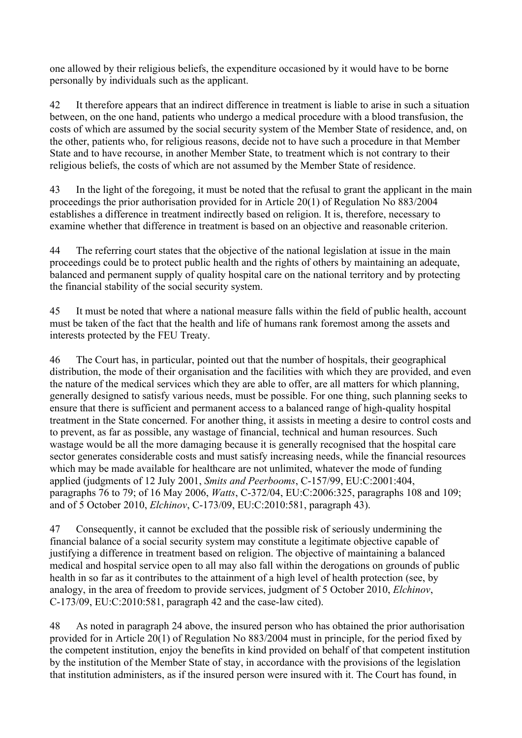one allowed by their religious beliefs, the expenditure occasioned by it would have to be borne personally by individuals such as the applicant.

42 It therefore appears that an indirect difference in treatment is liable to arise in such a situation between, on the one hand, patients who undergo a medical procedure with a blood transfusion, the costs of which are assumed by the social security system of the Member State of residence, and, on the other, patients who, for religious reasons, decide not to have such a procedure in that Member State and to have recourse, in another Member State, to treatment which is not contrary to their religious beliefs, the costs of which are not assumed by the Member State of residence.

43 In the light of the foregoing, it must be noted that the refusal to grant the applicant in the main proceedings the prior authorisation provided for in Article 20(1) of Regulation No 883/2004 establishes a difference in treatment indirectly based on religion. It is, therefore, necessary to examine whether that difference in treatment is based on an objective and reasonable criterion.

44 The referring court states that the objective of the national legislation at issue in the main proceedings could be to protect public health and the rights of others by maintaining an adequate, balanced and permanent supply of quality hospital care on the national territory and by protecting the financial stability of the social security system.

45 It must be noted that where a national measure falls within the field of public health, account must be taken of the fact that the health and life of humans rank foremost among the assets and interests protected by the FEU Treaty.

46 The Court has, in particular, pointed out that the number of hospitals, their geographical distribution, the mode of their organisation and the facilities with which they are provided, and even the nature of the medical services which they are able to offer, are all matters for which planning, generally designed to satisfy various needs, must be possible. For one thing, such planning seeks to ensure that there is sufficient and permanent access to a balanced range of high-quality hospital treatment in the State concerned. For another thing, it assists in meeting a desire to control costs and to prevent, as far as possible, any wastage of financial, technical and human resources. Such wastage would be all the more damaging because it is generally recognised that the hospital care sector generates considerable costs and must satisfy increasing needs, while the financial resources which may be made available for healthcare are not unlimited, whatever the mode of funding applied (judgments of 12 July 2001, *Smits and Peerbooms*, C-157/99, EU:C:2001:404, paragraphs 76 to 79; of 16 May 2006, *Watts*, C-372/04, EU:C:2006:325, paragraphs 108 and 109; and of 5 October 2010, *Elchinov*, C-173/09, EU:C:2010:581, paragraph 43).

47 Consequently, it cannot be excluded that the possible risk of seriously undermining the financial balance of a social security system may constitute a legitimate objective capable of justifying a difference in treatment based on religion. The objective of maintaining a balanced medical and hospital service open to all may also fall within the derogations on grounds of public health in so far as it contributes to the attainment of a high level of health protection (see, by analogy, in the area of freedom to provide services, judgment of 5 October 2010, *Elchinov*, C-173/09, EU:C:2010:581, paragraph 42 and the case-law cited).

48 As noted in paragraph 24 above, the insured person who has obtained the prior authorisation provided for in Article 20(1) of Regulation No 883/2004 must in principle, for the period fixed by the competent institution, enjoy the benefits in kind provided on behalf of that competent institution by the institution of the Member State of stay, in accordance with the provisions of the legislation that institution administers, as if the insured person were insured with it. The Court has found, in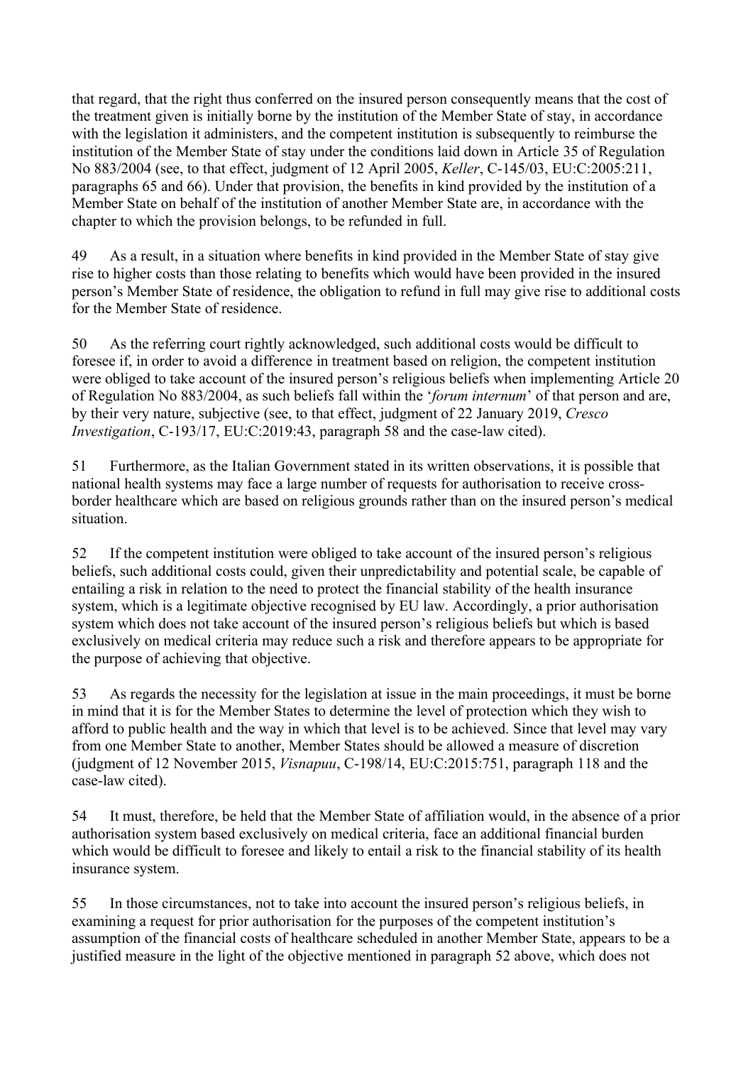that regard, that the right thus conferred on the insured person consequently means that the cost of the treatment given is initially borne by the institution of the Member State of stay, in accordance with the legislation it administers, and the competent institution is subsequently to reimburse the institution of the Member State of stay under the conditions laid down in Article 35 of Regulation No 883/2004 (see, to that effect, judgment of 12 April 2005, *Keller*, C‑145/03, EU:C:2005:211, paragraphs 65 and 66). Under that provision, the benefits in kind provided by the institution of a Member State on behalf of the institution of another Member State are, in accordance with the chapter to which the provision belongs, to be refunded in full.

49 As a result, in a situation where benefits in kind provided in the Member State of stay give rise to higher costs than those relating to benefits which would have been provided in the insured person's Member State of residence, the obligation to refund in full may give rise to additional costs for the Member State of residence.

50 As the referring court rightly acknowledged, such additional costs would be difficult to foresee if, in order to avoid a difference in treatment based on religion, the competent institution were obliged to take account of the insured person's religious beliefs when implementing Article 20 of Regulation No 883/2004, as such beliefs fall within the '*forum internum*' of that person and are, by their very nature, subjective (see, to that effect, judgment of 22 January 2019, *Cresco Investigation*, C‑193/17, EU:C:2019:43, paragraph 58 and the case-law cited).

51 Furthermore, as the Italian Government stated in its written observations, it is possible that national health systems may face a large number of requests for authorisation to receive cross-border healthcare which are based on religious grounds rather than on the insured person's medical situation.

52 If the competent institution were obliged to take account of the insured person's religious beliefs, such additional costs could, given their unpredictability and potential scale, be capable of entailing a risk in relation to the need to protect the financial stability of the health insurance system, which is a legitimate objective recognised by EU law. Accordingly, a prior authorisation system which does not take account of the insured person's religious beliefs but which is based exclusively on medical criteria may reduce such a risk and therefore appears to be appropriate for the purpose of achieving that objective.

53 As regards the necessity for the legislation at issue in the main proceedings, it must be borne in mind that it is for the Member States to determine the level of protection which they wish to afford to public health and the way in which that level is to be achieved. Since that level may vary from one Member State to another, Member States should be allowed a measure of discretion (judgment of 12 November 2015, *Visnapuu*, C‑198/14, EU:C:2015:751, paragraph 118 and the case-law cited).

54 It must, therefore, be held that the Member State of affiliation would, in the absence of a prior authorisation system based exclusively on medical criteria, face an additional financial burden which would be difficult to foresee and likely to entail a risk to the financial stability of its health insurance system.

55 In those circumstances, not to take into account the insured person's religious beliefs, in examining a request for prior authorisation for the purposes of the competent institution's assumption of the financial costs of healthcare scheduled in another Member State, appears to be a justified measure in the light of the objective mentioned in paragraph 52 above, which does not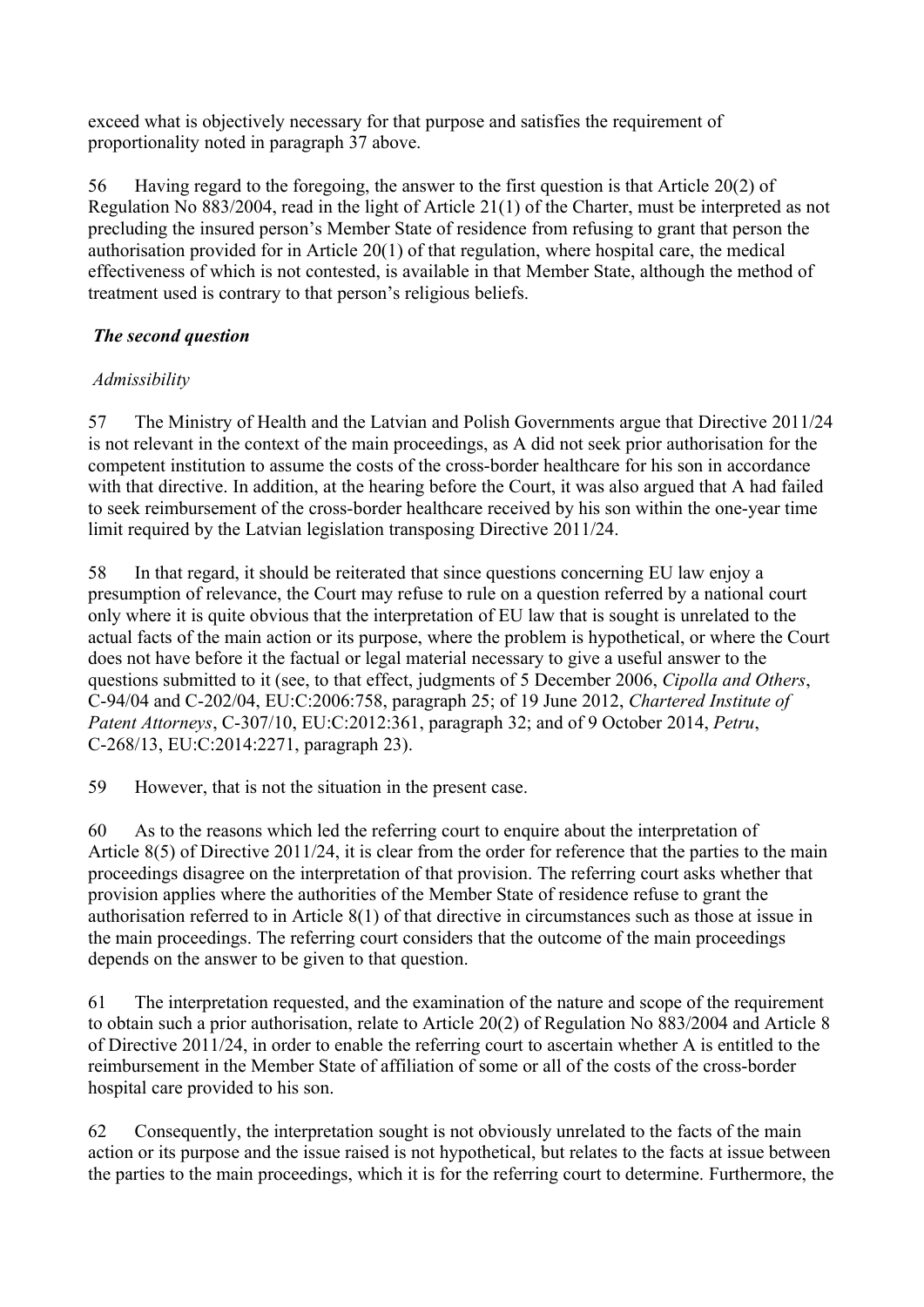exceed what is objectively necessary for that purpose and satisfies the requirement of proportionality noted in paragraph 37 above.

56 Having regard to the foregoing, the answer to the first question is that Article 20(2) of Regulation No 883/2004, read in the light of Article 21(1) of the Charter, must be interpreted as not precluding the insured person's Member State of residence from refusing to grant that person the authorisation provided for in Article 20(1) of that regulation, where hospital care, the medical effectiveness of which is not contested, is available in that Member State, although the method of treatment used is contrary to that person's religious beliefs.

***The second question***

*Admissibility*

57 The Ministry of Health and the Latvian and Polish Governments argue that Directive 2011/24 is not relevant in the context of the main proceedings, as A did not seek prior authorisation for the competent institution to assume the costs of the cross-border healthcare for his son in accordance with that directive. In addition, at the hearing before the Court, it was also argued that A had failed to seek reimbursement of the cross-border healthcare received by his son within the one-year time limit required by the Latvian legislation transposing Directive 2011/24.

58 In that regard, it should be reiterated that since questions concerning EU law enjoy a presumption of relevance, the Court may refuse to rule on a question referred by a national court only where it is quite obvious that the interpretation of EU law that is sought is unrelated to the actual facts of the main action or its purpose, where the problem is hypothetical, or where the Court does not have before it the factual or legal material necessary to give a useful answer to the questions submitted to it (see, to that effect, judgments of 5 December 2006, *Cipolla and Others*, C-94/04 and C-202/04, EU:C:2006:758, paragraph 25; of 19 June 2012, *Chartered Institute of Patent Attorneys*, C-307/10, EU:C:2012:361, paragraph 32; and of 9 October 2014, *Petru*, C-268/13, EU:C:2014:2271, paragraph 23).

59 However, that is not the situation in the present case.

60 As to the reasons which led the referring court to enquire about the interpretation of Article 8(5) of Directive 2011/24, it is clear from the order for reference that the parties to the main proceedings disagree on the interpretation of that provision. The referring court asks whether that provision applies where the authorities of the Member State of residence refuse to grant the authorisation referred to in Article 8(1) of that directive in circumstances such as those at issue in the main proceedings. The referring court considers that the outcome of the main proceedings depends on the answer to be given to that question.

61 The interpretation requested, and the examination of the nature and scope of the requirement to obtain such a prior authorisation, relate to Article 20(2) of Regulation No 883/2004 and Article 8 of Directive 2011/24, in order to enable the referring court to ascertain whether A is entitled to the reimbursement in the Member State of affiliation of some or all of the costs of the cross-border hospital care provided to his son.

62 Consequently, the interpretation sought is not obviously unrelated to the facts of the main action or its purpose and the issue raised is not hypothetical, but relates to the facts at issue between the parties to the main proceedings, which it is for the referring court to determine. Furthermore, the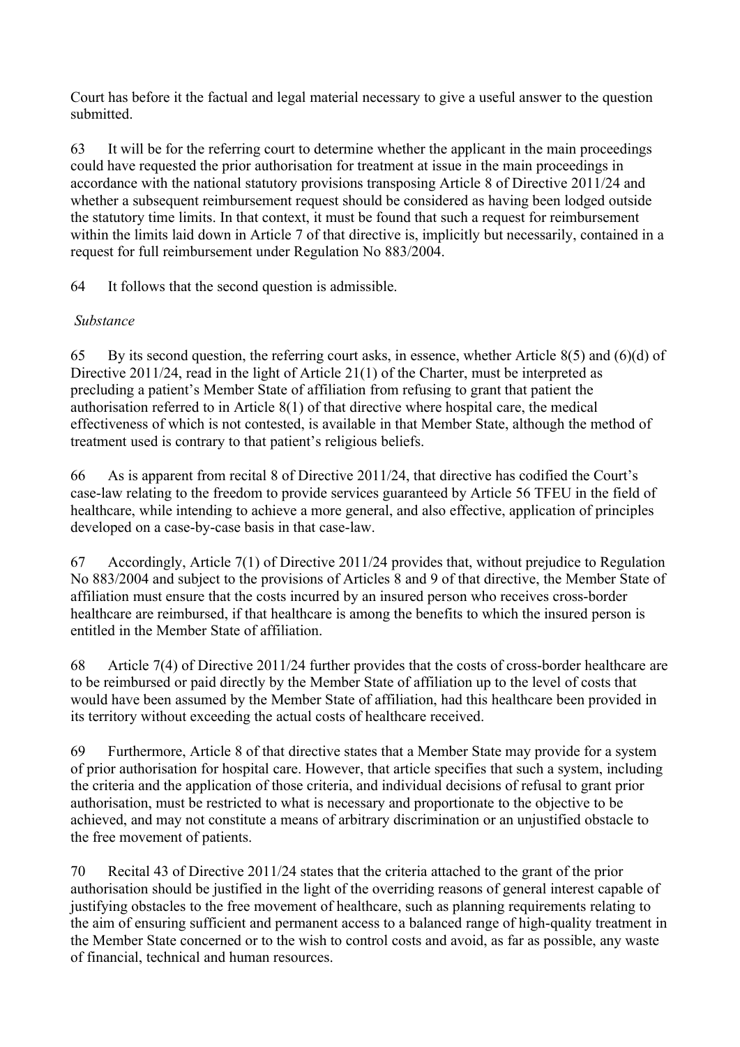Court has before it the factual and legal material necessary to give a useful answer to the question submitted.

63 It will be for the referring court to determine whether the applicant in the main proceedings could have requested the prior authorisation for treatment at issue in the main proceedings in accordance with the national statutory provisions transposing Article 8 of Directive 2011/24 and whether a subsequent reimbursement request should be considered as having been lodged outside the statutory time limits. In that context, it must be found that such a request for reimbursement within the limits laid down in Article 7 of that directive is, implicitly but necessarily, contained in a request for full reimbursement under Regulation No 883/2004.

64 It follows that the second question is admissible.

*Substance*

65 By its second question, the referring court asks, in essence, whether Article 8(5) and (6)(d) of Directive 2011/24, read in the light of Article 21(1) of the Charter, must be interpreted as precluding a patient's Member State of affiliation from refusing to grant that patient the authorisation referred to in Article 8(1) of that directive where hospital care, the medical effectiveness of which is not contested, is available in that Member State, although the method of treatment used is contrary to that patient's religious beliefs.

66 As is apparent from recital 8 of Directive 2011/24, that directive has codified the Court's case-law relating to the freedom to provide services guaranteed by Article 56 TFEU in the field of healthcare, while intending to achieve a more general, and also effective, application of principles developed on a case-by-case basis in that case-law.

67 Accordingly, Article 7(1) of Directive 2011/24 provides that, without prejudice to Regulation No 883/2004 and subject to the provisions of Articles 8 and 9 of that directive, the Member State of affiliation must ensure that the costs incurred by an insured person who receives cross-border healthcare are reimbursed, if that healthcare is among the benefits to which the insured person is entitled in the Member State of affiliation.

68 Article 7(4) of Directive 2011/24 further provides that the costs of cross-border healthcare are to be reimbursed or paid directly by the Member State of affiliation up to the level of costs that would have been assumed by the Member State of affiliation, had this healthcare been provided in its territory without exceeding the actual costs of healthcare received.

69 Furthermore, Article 8 of that directive states that a Member State may provide for a system of prior authorisation for hospital care. However, that article specifies that such a system, including the criteria and the application of those criteria, and individual decisions of refusal to grant prior authorisation, must be restricted to what is necessary and proportionate to the objective to be achieved, and may not constitute a means of arbitrary discrimination or an unjustified obstacle to the free movement of patients.

70 Recital 43 of Directive 2011/24 states that the criteria attached to the grant of the prior authorisation should be justified in the light of the overriding reasons of general interest capable of justifying obstacles to the free movement of healthcare, such as planning requirements relating to the aim of ensuring sufficient and permanent access to a balanced range of high-quality treatment in the Member State concerned or to the wish to control costs and avoid, as far as possible, any waste of financial, technical and human resources.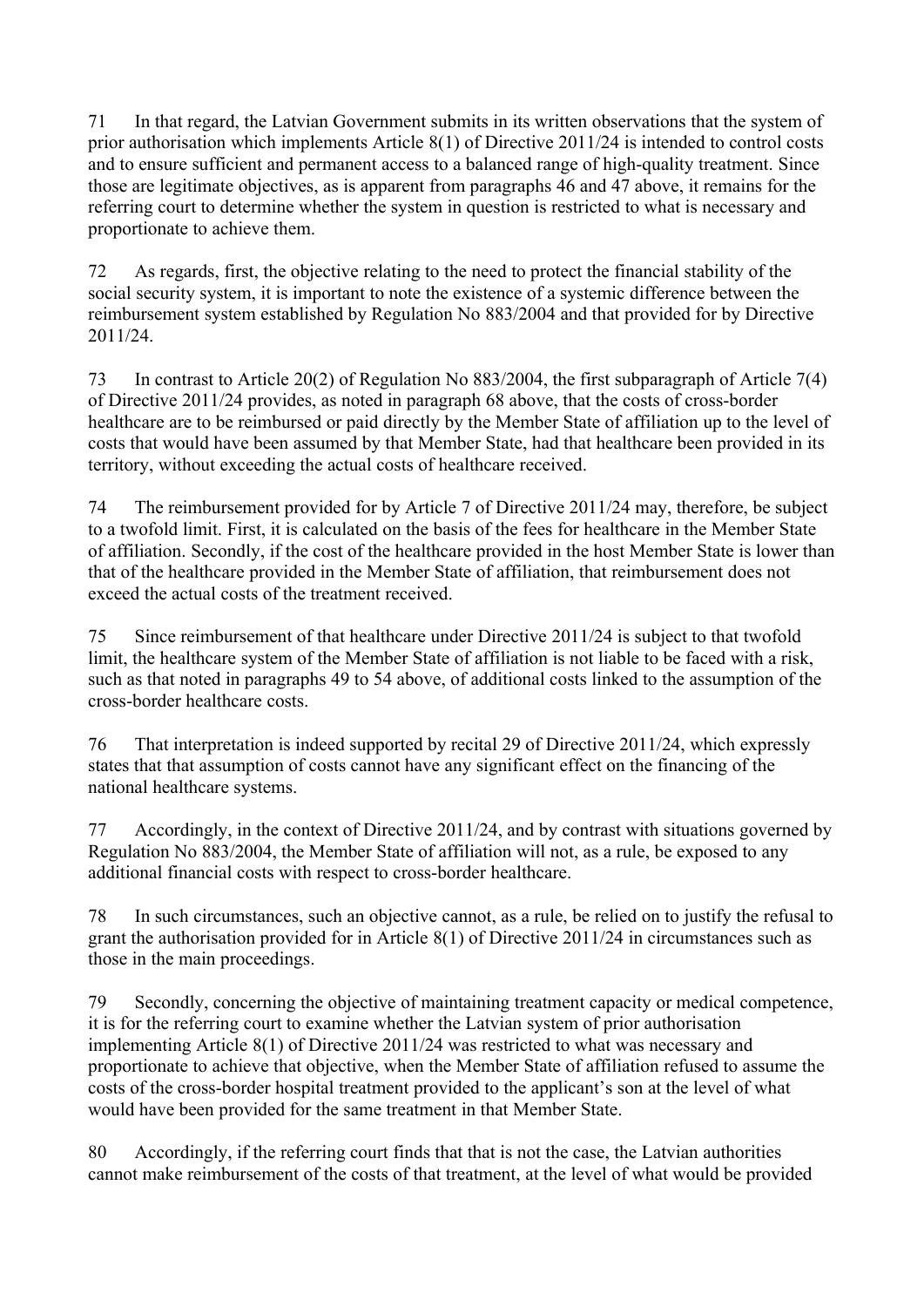71 In that regard, the Latvian Government submits in its written observations that the system of prior authorisation which implements Article 8(1) of Directive 2011/24 is intended to control costs and to ensure sufficient and permanent access to a balanced range of high-quality treatment. Since those are legitimate objectives, as is apparent from paragraphs 46 and 47 above, it remains for the referring court to determine whether the system in question is restricted to what is necessary and proportionate to achieve them.

72 As regards, first, the objective relating to the need to protect the financial stability of the social security system, it is important to note the existence of a systemic difference between the reimbursement system established by Regulation No 883/2004 and that provided for by Directive 2011/24.

73 In contrast to Article 20(2) of Regulation No 883/2004, the first subparagraph of Article 7(4) of Directive 2011/24 provides, as noted in paragraph 68 above, that the costs of cross-border healthcare are to be reimbursed or paid directly by the Member State of affiliation up to the level of costs that would have been assumed by that Member State, had that healthcare been provided in its territory, without exceeding the actual costs of healthcare received.

74 The reimbursement provided for by Article 7 of Directive 2011/24 may, therefore, be subject to a twofold limit. First, it is calculated on the basis of the fees for healthcare in the Member State of affiliation. Secondly, if the cost of the healthcare provided in the host Member State is lower than that of the healthcare provided in the Member State of affiliation, that reimbursement does not exceed the actual costs of the treatment received.

75 Since reimbursement of that healthcare under Directive 2011/24 is subject to that twofold limit, the healthcare system of the Member State of affiliation is not liable to be faced with a risk, such as that noted in paragraphs 49 to 54 above, of additional costs linked to the assumption of the cross-border healthcare costs.

76 That interpretation is indeed supported by recital 29 of Directive 2011/24, which expressly states that that assumption of costs cannot have any significant effect on the financing of the national healthcare systems.

77 Accordingly, in the context of Directive 2011/24, and by contrast with situations governed by Regulation No 883/2004, the Member State of affiliation will not, as a rule, be exposed to any additional financial costs with respect to cross-border healthcare.

78 In such circumstances, such an objective cannot, as a rule, be relied on to justify the refusal to grant the authorisation provided for in Article 8(1) of Directive 2011/24 in circumstances such as those in the main proceedings.

79 Secondly, concerning the objective of maintaining treatment capacity or medical competence, it is for the referring court to examine whether the Latvian system of prior authorisation implementing Article 8(1) of Directive 2011/24 was restricted to what was necessary and proportionate to achieve that objective, when the Member State of affiliation refused to assume the costs of the cross-border hospital treatment provided to the applicant's son at the level of what would have been provided for the same treatment in that Member State.

80 Accordingly, if the referring court finds that that is not the case, the Latvian authorities cannot make reimbursement of the costs of that treatment, at the level of what would be provided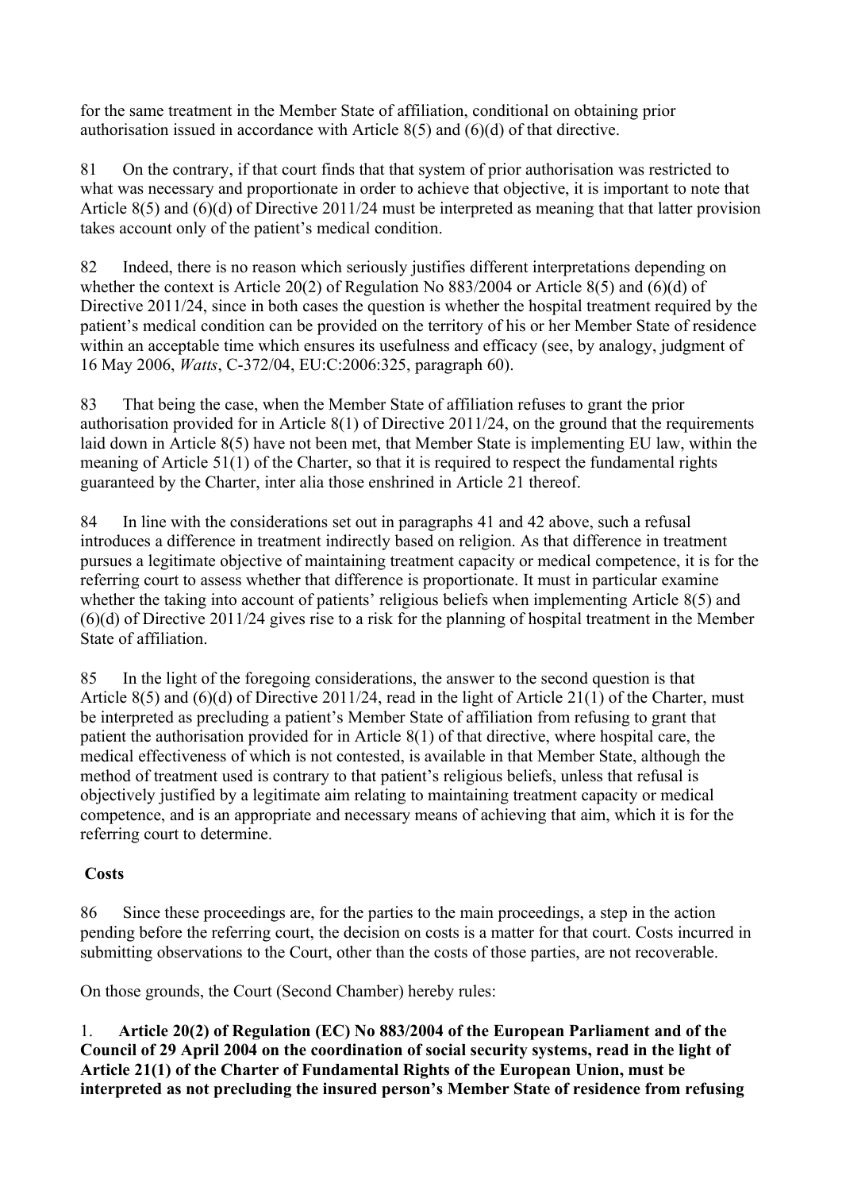for the same treatment in the Member State of affiliation, conditional on obtaining prior authorisation issued in accordance with Article 8(5) and (6)(d) of that directive.

81 On the contrary, if that court finds that that system of prior authorisation was restricted to what was necessary and proportionate in order to achieve that objective, it is important to note that Article 8(5) and (6)(d) of Directive 2011/24 must be interpreted as meaning that that latter provision takes account only of the patient's medical condition.

82 Indeed, there is no reason which seriously justifies different interpretations depending on whether the context is Article 20(2) of Regulation No 883/2004 or Article 8(5) and (6)(d) of Directive 2011/24, since in both cases the question is whether the hospital treatment required by the patient's medical condition can be provided on the territory of his or her Member State of residence within an acceptable time which ensures its usefulness and efficacy (see, by analogy, judgment of 16 May 2006, *Watts*, C-372/04, EU:C:2006:325, paragraph 60).

83 That being the case, when the Member State of affiliation refuses to grant the prior authorisation provided for in Article 8(1) of Directive 2011/24, on the ground that the requirements laid down in Article 8(5) have not been met, that Member State is implementing EU law, within the meaning of Article 51(1) of the Charter, so that it is required to respect the fundamental rights guaranteed by the Charter, inter alia those enshrined in Article 21 thereof.

84 In line with the considerations set out in paragraphs 41 and 42 above, such a refusal introduces a difference in treatment indirectly based on religion. As that difference in treatment pursues a legitimate objective of maintaining treatment capacity or medical competence, it is for the referring court to assess whether that difference is proportionate. It must in particular examine whether the taking into account of patients' religious beliefs when implementing Article 8(5) and (6)(d) of Directive 2011/24 gives rise to a risk for the planning of hospital treatment in the Member State of affiliation.

85 In the light of the foregoing considerations, the answer to the second question is that Article 8(5) and (6)(d) of Directive 2011/24, read in the light of Article 21(1) of the Charter, must be interpreted as precluding a patient's Member State of affiliation from refusing to grant that patient the authorisation provided for in Article 8(1) of that directive, where hospital care, the medical effectiveness of which is not contested, is available in that Member State, although the method of treatment used is contrary to that patient's religious beliefs, unless that refusal is objectively justified by a legitimate aim relating to maintaining treatment capacity or medical competence, and is an appropriate and necessary means of achieving that aim, which it is for the referring court to determine.

## Costs

86 Since these proceedings are, for the parties to the main proceedings, a step in the action pending before the referring court, the decision on costs is a matter for that court. Costs incurred in submitting observations to the Court, other than the costs of those parties, are not recoverable.

On those grounds, the Court (Second Chamber) hereby rules:

1. **Article 20(2) of Regulation (EC) No 883/2004 of the European Parliament and of the Council of 29 April 2004 on the coordination of social security systems, read in the light of Article 21(1) of the Charter of Fundamental Rights of the European Union, must be interpreted as not precluding the insured person's Member State of residence from refusing**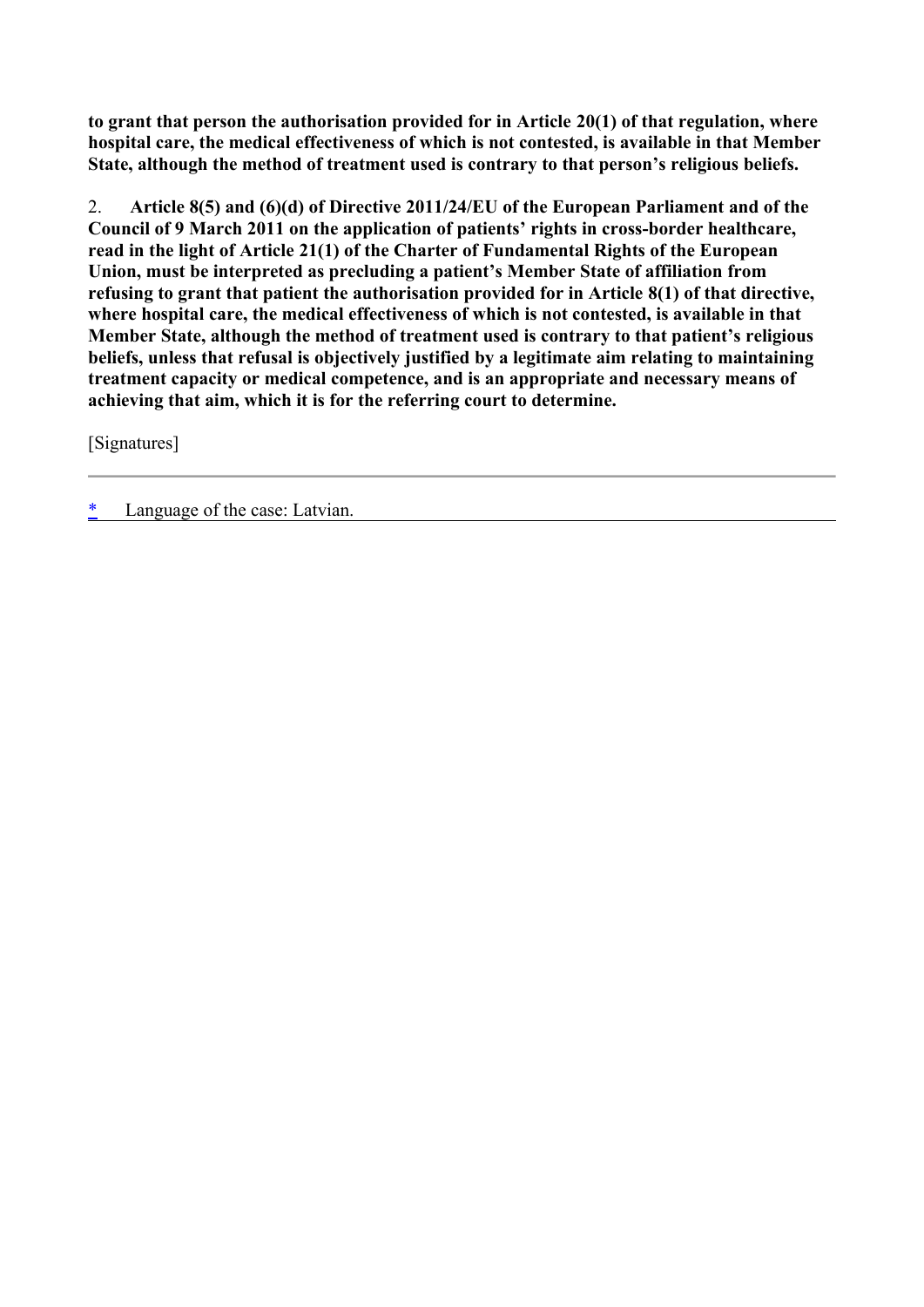**to grant that person the authorisation provided for in Article 20(1) of that regulation, where hospital care, the medical effectiveness of which is not contested, is available in that Member State, although the method of treatment used is contrary to that person's religious beliefs.**

2. **Article 8(5) and (6)(d) of Directive 2011/24/EU of the European Parliament and of the Council of 9 March 2011 on the application of patients' rights in cross-border healthcare, read in the light of Article 21(1) of the Charter of Fundamental Rights of the European Union, must be interpreted as precluding a patient's Member State of affiliation from refusing to grant that patient the authorisation provided for in Article 8(1) of that directive, where hospital care, the medical effectiveness of which is not contested, is available in that Member State, although the method of treatment used is contrary to that patient's religious beliefs, unless that refusal is objectively justified by a legitimate aim relating to maintaining treatment capacity or medical competence, and is an appropriate and necessary means of achieving that aim, which it is for the referring court to determine.**

[Signatures]

---

* Language of the case: Latvian.